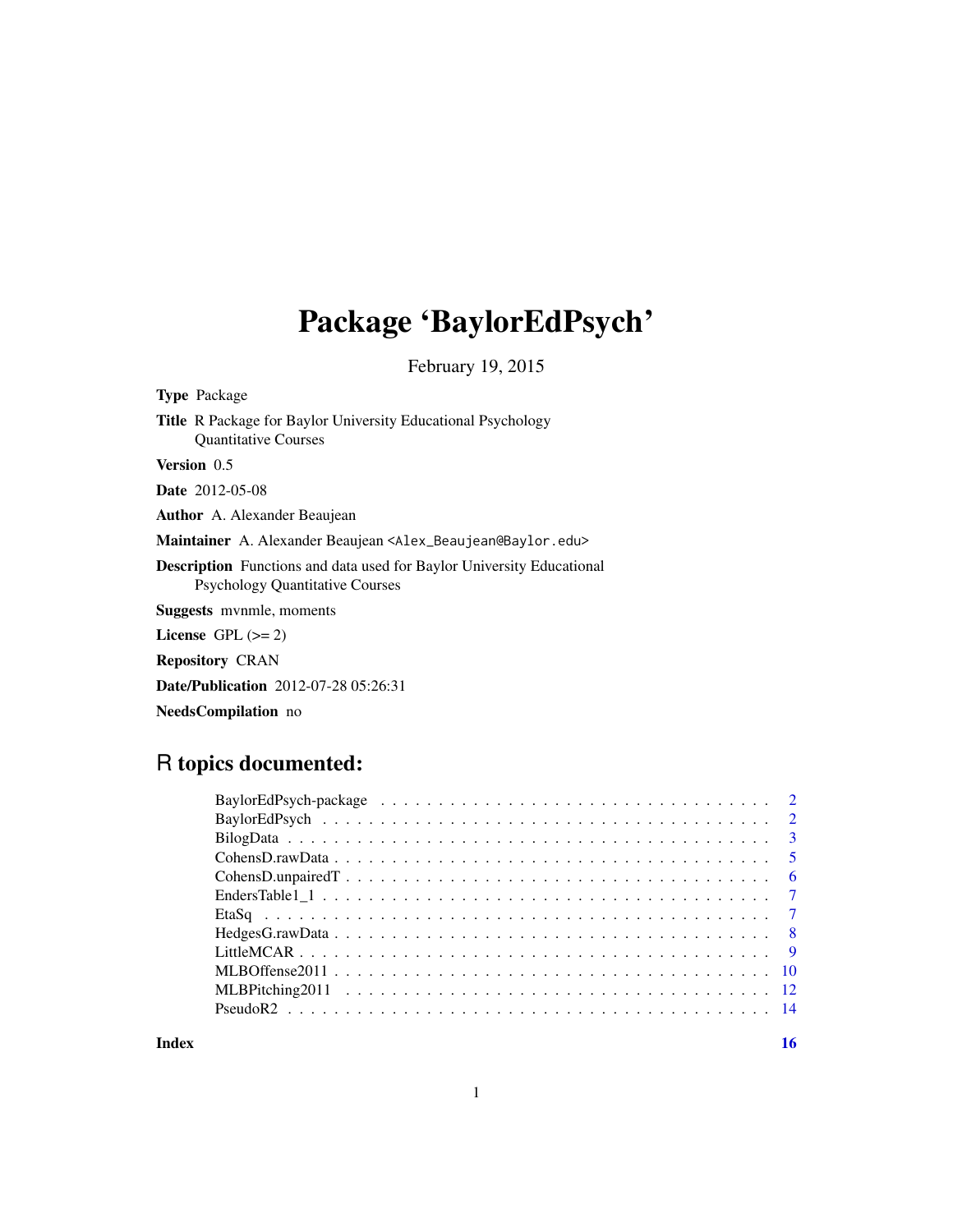# Package 'BaylorEdPsych'

February 19, 2015

**Type** Package

**Title** R Package for Baylor University Educational Psychology Quantitative Courses

**Version** 0.5

**Date** 2012-05-08

**Author** A. Alexander Beaujean

**Maintainer** A. Alexander Beaujean <Alex_Beaujean@Baylor.edu>

**Description** Functions and data used for Baylor University Educational Psychology Quantitative Courses

**Suggests** mvnmle, moments

**License** GPL (>= 2)

**Repository** CRAN

**Date/Publication** 2012-07-28 05:26:31

**NeedsCompilation** no

## R topics documented:

| | |
|---|---|
| BaylorEdPsych-package | 2 |
| BaylorEdPsych | 2 |
| BilogData | 3 |
| CohensD.rawData | 5 |
| CohensD.unpairedT | 6 |
| EndersTable1_1 | 7 |
| EtaSq | 7 |
| HedgesG.rawData | 8 |
| LittleMCAR | 9 |
| MLBOffense2011 | 10 |
| MLBPitching2011 | 12 |
| PseudoR2 | 14 |
| **Index** | **16** |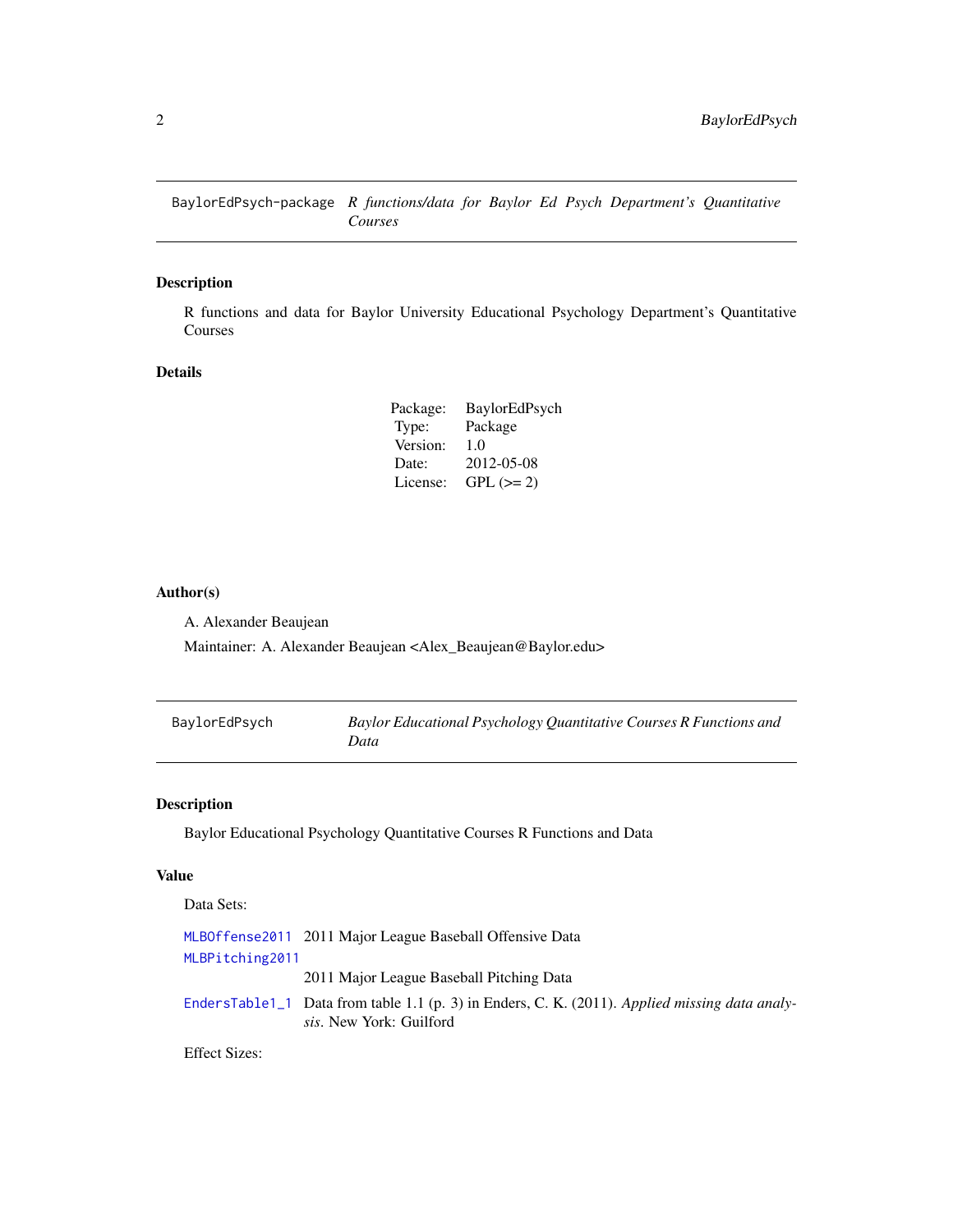## BaylorEdPsych-package — *R functions/data for Baylor Ed Psych Department's Quantitative Courses*

### Description

R functions and data for Baylor University Educational Psychology Department's Quantitative Courses

### Details

| | |
|---|---|
| Package: | BaylorEdPsych |
| Type: | Package |
| Version: | 1.0 |
| Date: | 2012-05-08 |
| License: | GPL (>= 2) |

### Author(s)

A. Alexander Beaujean

Maintainer: A. Alexander Beaujean <Alex_Beaujean@Baylor.edu>

## BaylorEdPsych — *Baylor Educational Psychology Quantitative Courses R Functions and Data*

### Description

Baylor Educational Psychology Quantitative Courses R Functions and Data

### Value

Data Sets:

`MLBOffense2011` 2011 Major League Baseball Offensive Data

`MLBPitching2011` 2011 Major League Baseball Pitching Data

`EndersTable1_1` Data from table 1.1 (p. 3) in Enders, C. K. (2011). *Applied missing data analysis*. New York: Guilford

Effect Sizes: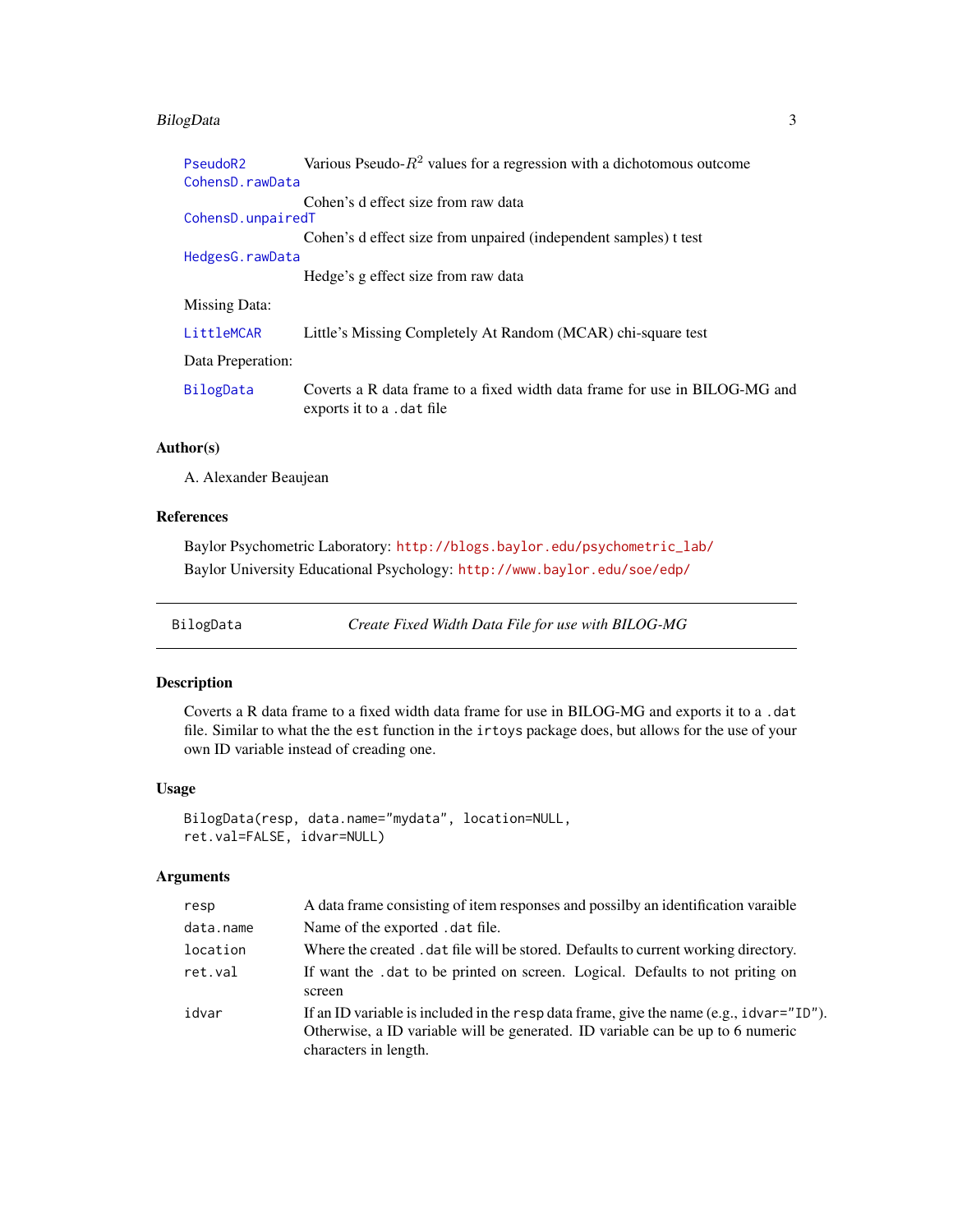| | |
|---|---|
| PseudoR2 | Various Pseudo-$R^2$ values for a regression with a dichotomous outcome |
| CohensD.rawData | Cohen's d effect size from raw data |
| CohensD.unpairedT | Cohen's d effect size from unpaired (independent samples) t test |
| HedgesG.rawData | Hedge's g effect size from raw data |

Missing Data:

| | |
|---|---|
| LittleMCAR | Little's Missing Completely At Random (MCAR) chi-square test |

Data Preperation:

| | |
|---|---|
| BilogData | Coverts a R data frame to a fixed width data frame for use in BILOG-MG and exports it to a .dat file |

### Author(s)

A. Alexander Beaujean

### References

Baylor Psychometric Laboratory: http://blogs.baylor.edu/psychometric_lab/

Baylor University Educational Psychology: http://www.baylor.edu/soe/edp/

---

## BilogData — *Create Fixed Width Data File for use with BILOG-MG*

---

### Description

Coverts a R data frame to a fixed width data frame for use in BILOG-MG and exports it to a .dat file. Similar to what the the est function in the irtoys package does, but allows for the use of your own ID variable instead of creading one.

### Usage

```
BilogData(resp, data.name="mydata", location=NULL,
ret.val=FALSE, idvar=NULL)
```

### Arguments

| | |
|---|---|
| resp | A data frame consisting of item responses and possilby an identification varaible |
| data.name | Name of the exported .dat file. |
| location | Where the created .dat file will be stored. Defaults to current working directory. |
| ret.val | If want the .dat to be printed on screen. Logical. Defaults to not priting on screen |
| idvar | If an ID variable is included in the resp data frame, give the name (e.g., idvar="ID"). Otherwise, a ID variable will be generated. ID variable can be up to 6 numeric characters in length. |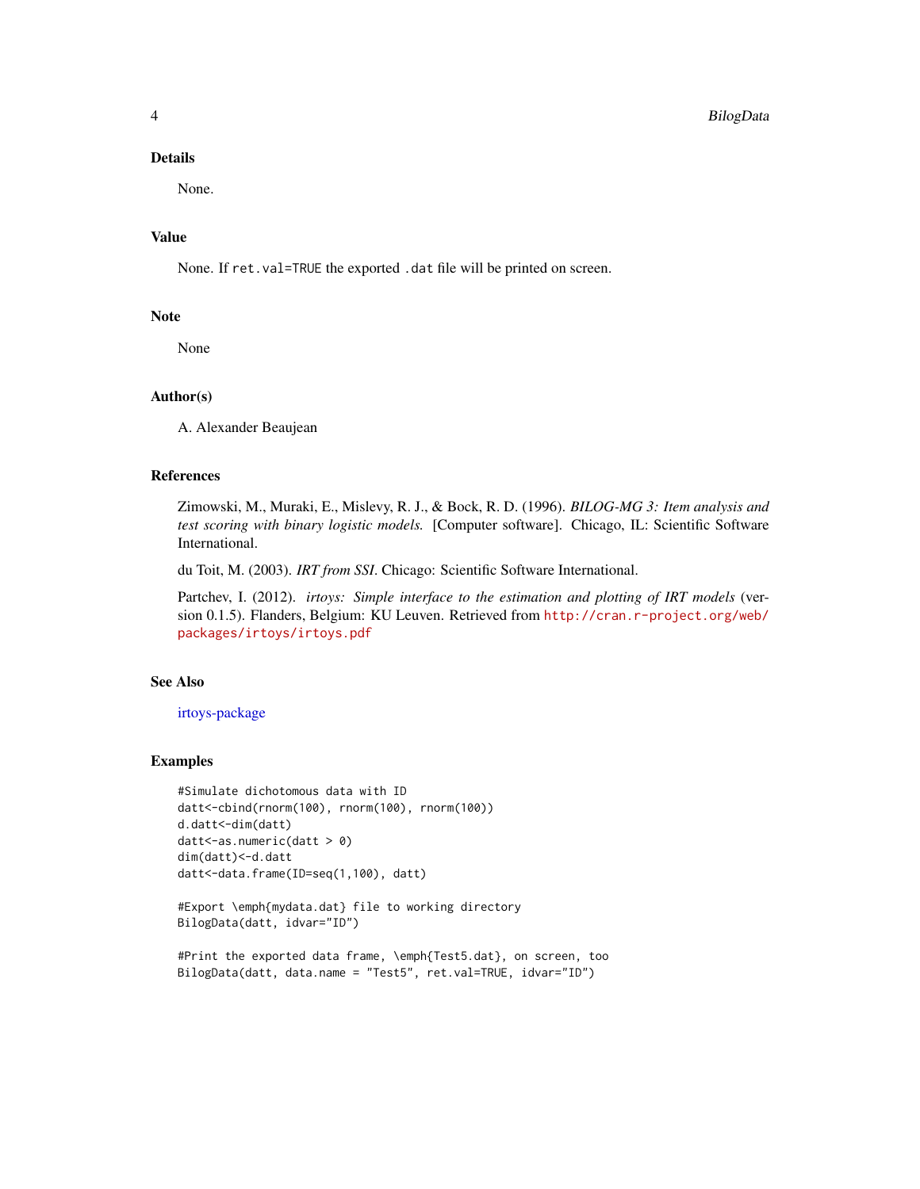### Details

None.

### Value

None. If `ret.val=TRUE` the exported `.dat` file will be printed on screen.

### Note

None

### Author(s)

A. Alexander Beaujean

### References

Zimowski, M., Muraki, E., Mislevy, R. J., & Bock, R. D. (1996). *BILOG-MG 3: Item analysis and test scoring with binary logistic models.* [Computer software]. Chicago, IL: Scientific Software International.

du Toit, M. (2003). *IRT from SSI*. Chicago: Scientific Software International.

Partchev, I. (2012). *irtoys: Simple interface to the estimation and plotting of IRT models* (version 0.1.5). Flanders, Belgium: KU Leuven. Retrieved from http://cran.r-project.org/web/packages/irtoys/irtoys.pdf

### See Also

irtoys-package

### Examples

```
#Simulate dichotomous data with ID
datt<-cbind(rnorm(100), rnorm(100), rnorm(100))
d.datt<-dim(datt)
datt<-as.numeric(datt > 0)
dim(datt)<-d.datt
datt<-data.frame(ID=seq(1,100), datt)

#Export \emph{mydata.dat} file to working directory
BilogData(datt, idvar="ID")

#Print the exported data frame, \emph{Test5.dat}, on screen, too
BilogData(datt, data.name = "Test5", ret.val=TRUE, idvar="ID")
```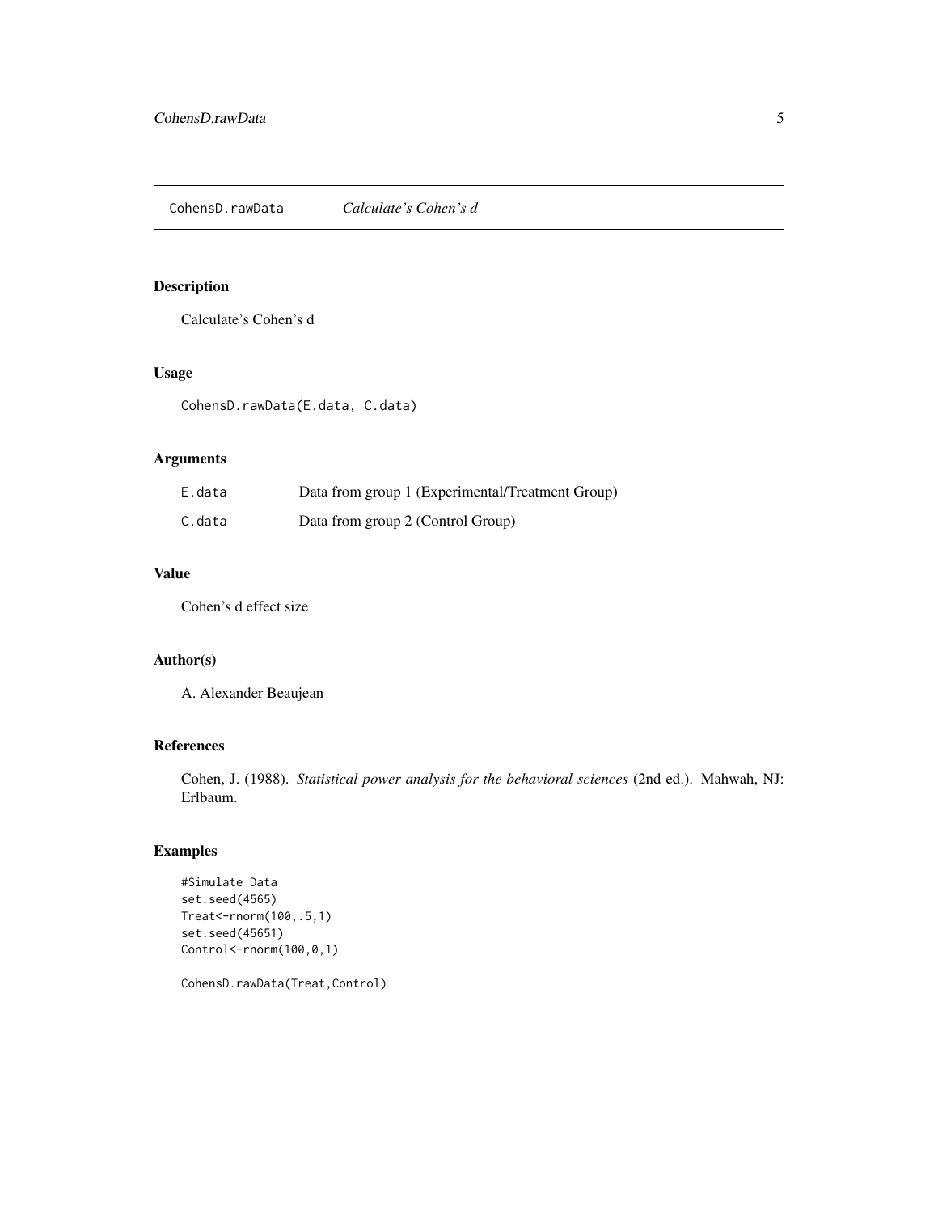# CohensD.rawData — *Calculate's Cohen's d*

## Description

Calculate's Cohen's d

## Usage

```
CohensD.rawData(E.data, C.data)
```

## Arguments

| | |
|---|---|
| E.data | Data from group 1 (Experimental/Treatment Group) |
| C.data | Data from group 2 (Control Group) |

## Value

Cohen's d effect size

## Author(s)

A. Alexander Beaujean

## References

Cohen, J. (1988). *Statistical power analysis for the behavioral sciences* (2nd ed.). Mahwah, NJ: Erlbaum.

## Examples

```
#Simulate Data
set.seed(4565)
Treat<-rnorm(100,.5,1)
set.seed(45651)
Control<-rnorm(100,0,1)

CohensD.rawData(Treat,Control)
```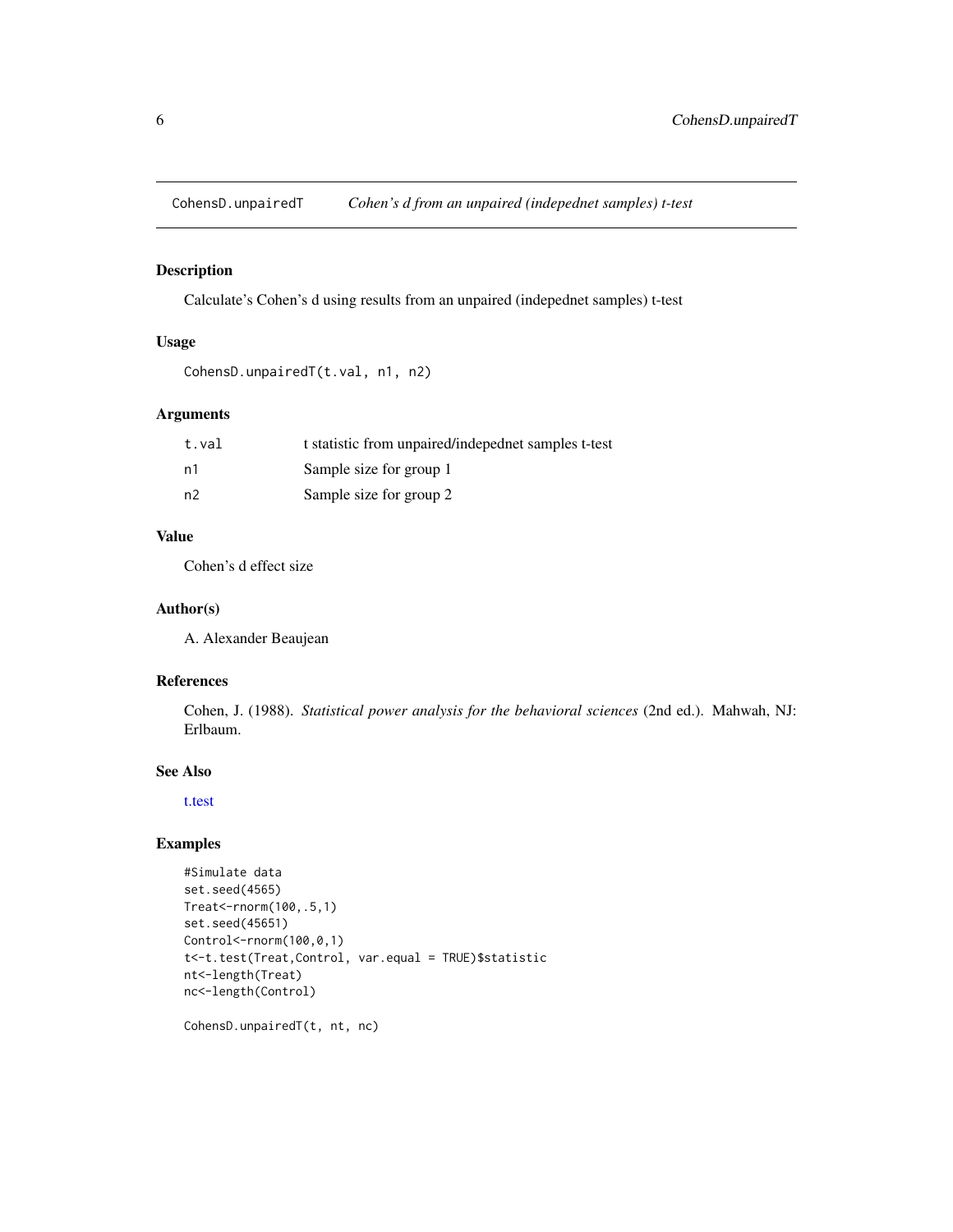## CohensD.unpairedT — *Cohen's d from an unpaired (indepednet samples) t-test*

### Description

Calculate's Cohen's d using results from an unpaired (indepednet samples) t-test

### Usage

```
CohensD.unpairedT(t.val, n1, n2)
```

### Arguments

| | |
|---|---|
| t.val | t statistic from unpaired/indepednet samples t-test |
| n1 | Sample size for group 1 |
| n2 | Sample size for group 2 |

### Value

Cohen's d effect size

### Author(s)

A. Alexander Beaujean

### References

Cohen, J. (1988). *Statistical power analysis for the behavioral sciences* (2nd ed.). Mahwah, NJ: Erlbaum.

### See Also

t.test

### Examples

```
#Simulate data
set.seed(4565)
Treat<-rnorm(100,.5,1)
set.seed(45651)
Control<-rnorm(100,0,1)
t<-t.test(Treat,Control, var.equal = TRUE)$statistic
nt<-length(Treat)
nc<-length(Control)

CohensD.unpairedT(t, nt, nc)
```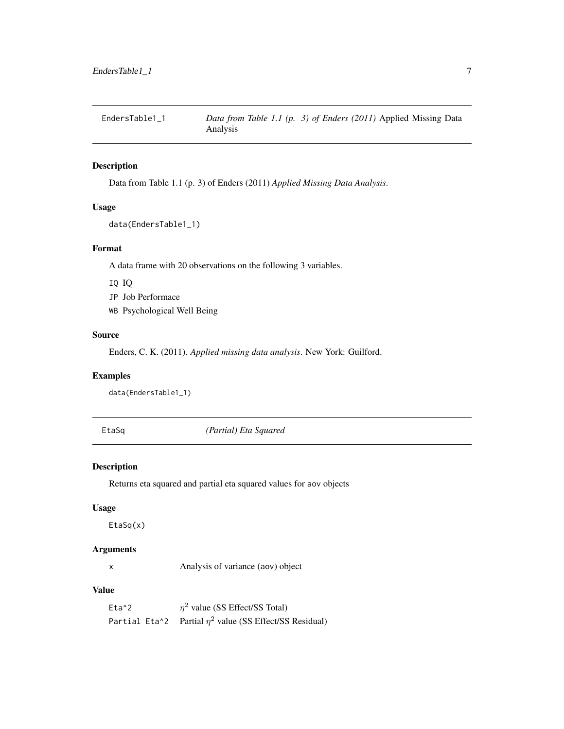## EndersTable1_1 — *Data from Table 1.1 (p. 3) of Enders (2011)* Applied Missing Data Analysis

### Description

Data from Table 1.1 (p. 3) of Enders (2011) *Applied Missing Data Analysis*.

### Usage

```
data(EndersTable1_1)
```

### Format

A data frame with 20 observations on the following 3 variables.

- `IQ` IQ
- `JP` Job Performace
- `WB` Psychological Well Being

### Source

Enders, C. K. (2011). *Applied missing data analysis*. New York: Guilford.

### Examples

```
data(EndersTable1_1)
```

## EtaSq — *(Partial) Eta Squared*

### Description

Returns eta squared and partial eta squared values for `aov` objects

### Usage

```
EtaSq(x)
```

### Arguments

| | |
|---|---|
| `x` | Analysis of variance (`aov`) object |

### Value

| | |
|---|---|
| `Eta^2` | $\eta^2$ value (SS Effect/SS Total) |
| `Partial Eta^2` | Partial $\eta^2$ value (SS Effect/SS Residual) |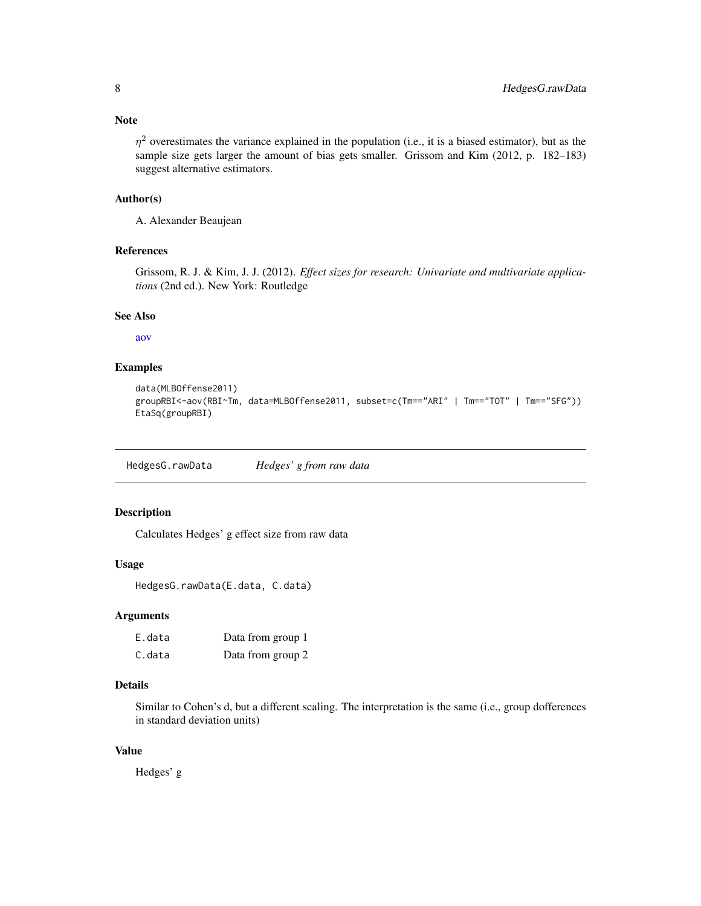### Note

$\eta^2$ overestimates the variance explained in the population (i.e., it is a biased estimator), but as the sample size gets larger the amount of bias gets smaller. Grissom and Kim (2012, p. 182–183) suggest alternative estimators.

### Author(s)

A. Alexander Beaujean

### References

Grissom, R. J. & Kim, J. J. (2012). *Effect sizes for research: Univariate and multivariate applications* (2nd ed.). New York: Routledge

### See Also

aov

### Examples

```
data(MLBOffense2011)
groupRBI<-aov(RBI~Tm, data=MLBOffense2011, subset=c(Tm=="ARI" | Tm=="TOT" | Tm=="SFG"))
EtaSq(groupRBI)
```

---

## HedgesG.rawData *Hedges' g from raw data*

---

### Description

Calculates Hedges' g effect size from raw data

### Usage

```
HedgesG.rawData(E.data, C.data)
```

### Arguments

| | |
|---|---|
| E.data | Data from group 1 |
| C.data | Data from group 2 |

### Details

Similar to Cohen's d, but a different scaling. The interpretation is the same (i.e., group dofferences in standard deviation units)

### Value

Hedges' g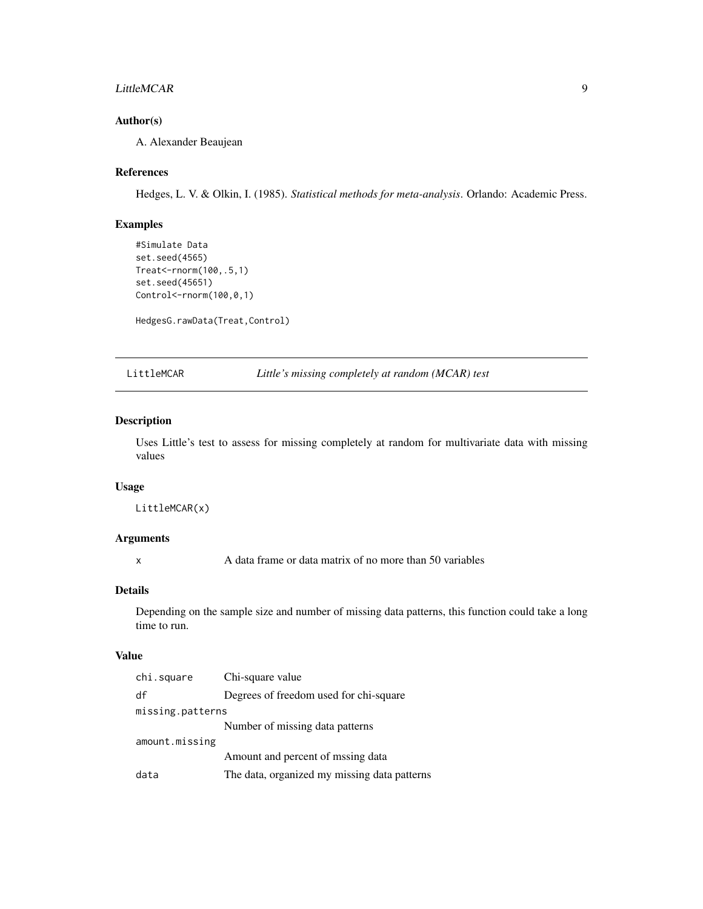### Author(s)

A. Alexander Beaujean

### References

Hedges, L. V. & Olkin, I. (1985). *Statistical methods for meta-analysis*. Orlando: Academic Press.

### Examples

```
#Simulate Data
set.seed(4565)
Treat<-rnorm(100,.5,1)
set.seed(45651)
Control<-rnorm(100,0,1)

HedgesG.rawData(Treat,Control)
```

---

## LittleMCAR — *Little's missing completely at random (MCAR) test*

---

### Description

Uses Little's test to assess for missing completely at random for multivariate data with missing values

### Usage

```
LittleMCAR(x)
```

### Arguments

| | |
|---|---|
| x | A data frame or data matrix of no more than 50 variables |

### Details

Depending on the sample size and number of missing data patterns, this function could take a long time to run.

### Value

| | |
|---|---|
| chi.square | Chi-square value |
| df | Degrees of freedom used for chi-square |
| missing.patterns | Number of missing data patterns |
| amount.missing | Amount and percent of mssing data |
| data | The data, organized my missing data patterns |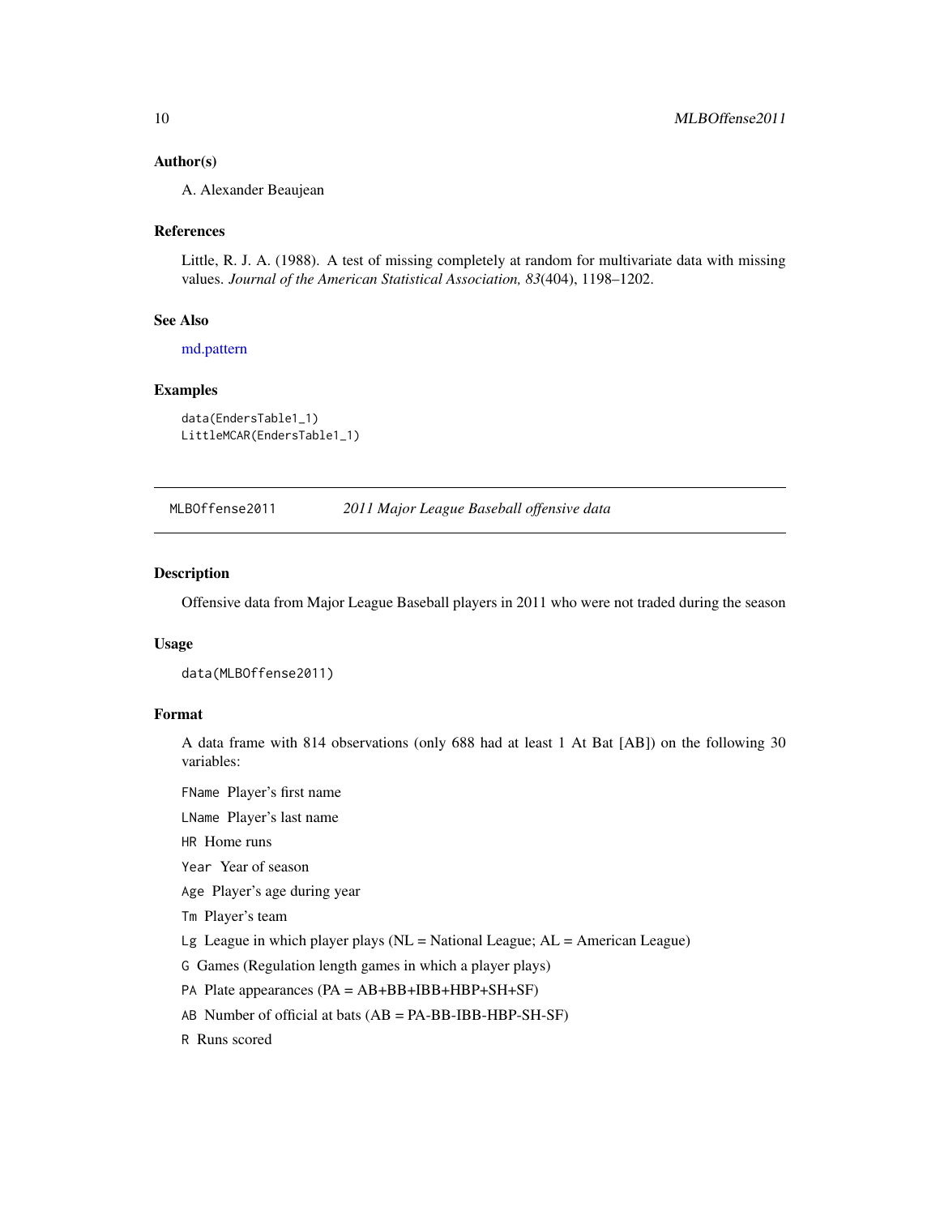### Author(s)

A. Alexander Beaujean

### References

Little, R. J. A. (1988). A test of missing completely at random for multivariate data with missing values. *Journal of the American Statistical Association, 83*(404), 1198–1202.

### See Also

md.pattern

### Examples

```
data(EndersTable1_1)
LittleMCAR(EndersTable1_1)
```

## MLBOffense2011 — *2011 Major League Baseball offensive data*

### Description

Offensive data from Major League Baseball players in 2011 who were not traded during the season

### Usage

```
data(MLBOffense2011)
```

### Format

A data frame with 814 observations (only 688 had at least 1 At Bat [AB]) on the following 30 variables:

- `FName` Player's first name
- `LName` Player's last name
- `HR` Home runs
- `Year` Year of season
- `Age` Player's age during year
- `Tm` Player's team
- `Lg` League in which player plays (NL = National League; AL = American League)
- `G` Games (Regulation length games in which a player plays)
- `PA` Plate appearances (PA = AB+BB+IBB+HBP+SH+SF)
- `AB` Number of official at bats (AB = PA-BB-IBB-HBP-SH-SF)
- `R` Runs scored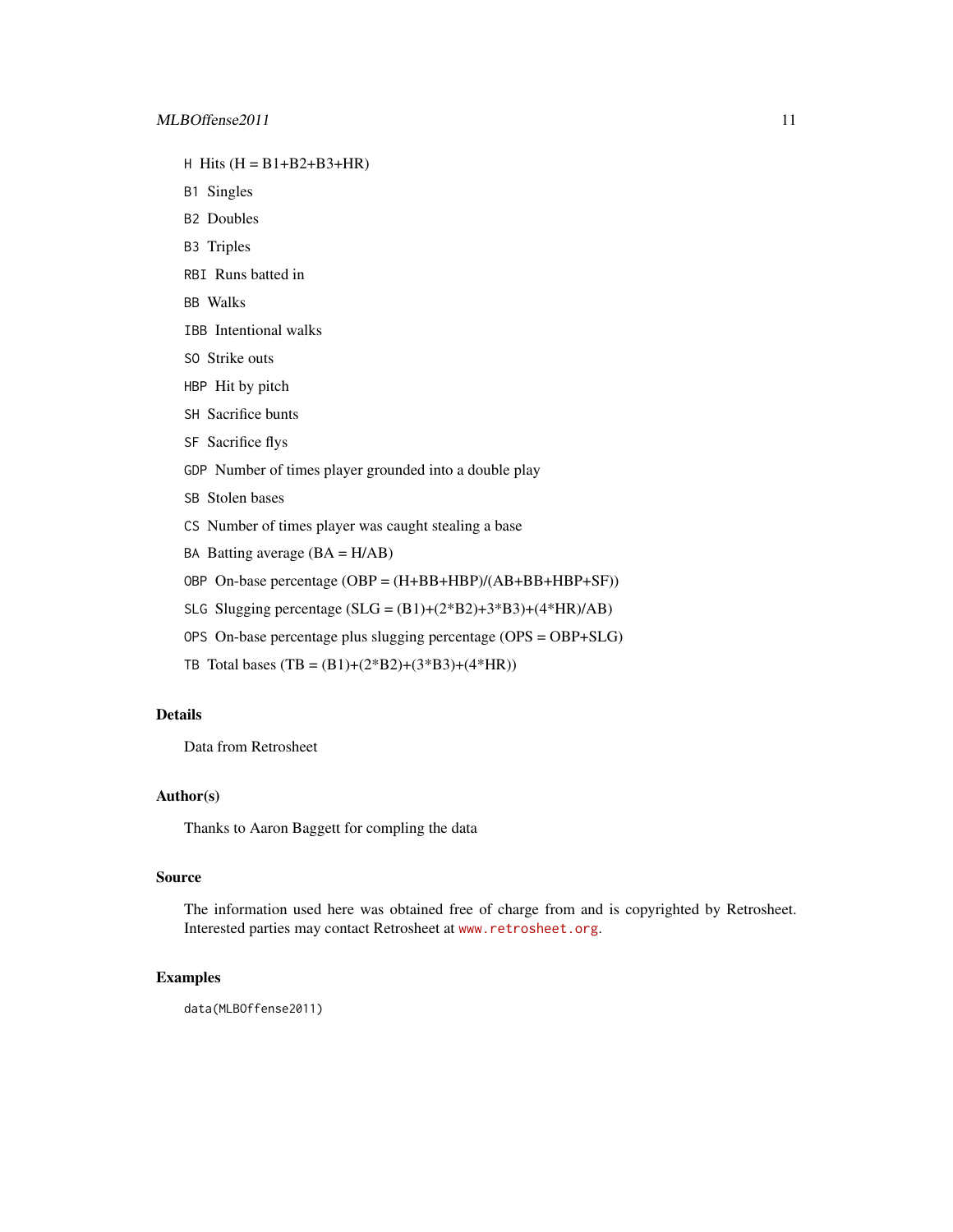H Hits (H = B1+B2+B3+HR)

B1 Singles

B2 Doubles

B3 Triples

RBI Runs batted in

BB Walks

IBB Intentional walks

SO Strike outs

HBP Hit by pitch

SH Sacrifice bunts

SF Sacrifice flys

GDP Number of times player grounded into a double play

SB Stolen bases

CS Number of times player was caught stealing a base

BA Batting average (BA = H/AB)

OBP On-base percentage (OBP = (H+BB+HBP)/(AB+BB+HBP+SF))

SLG Slugging percentage (SLG = (B1)+(2*B2)+3*B3)+(4*HR)/AB)

OPS On-base percentage plus slugging percentage (OPS = OBP+SLG)

TB Total bases (TB = (B1)+(2*B2)+(3*B3)+(4*HR))

## Details

Data from Retrosheet

## Author(s)

Thanks to Aaron Baggett for compling the data

## Source

The information used here was obtained free of charge from and is copyrighted by Retrosheet. Interested parties may contact Retrosheet at www.retrosheet.org.

## Examples

```
data(MLBOffense2011)
```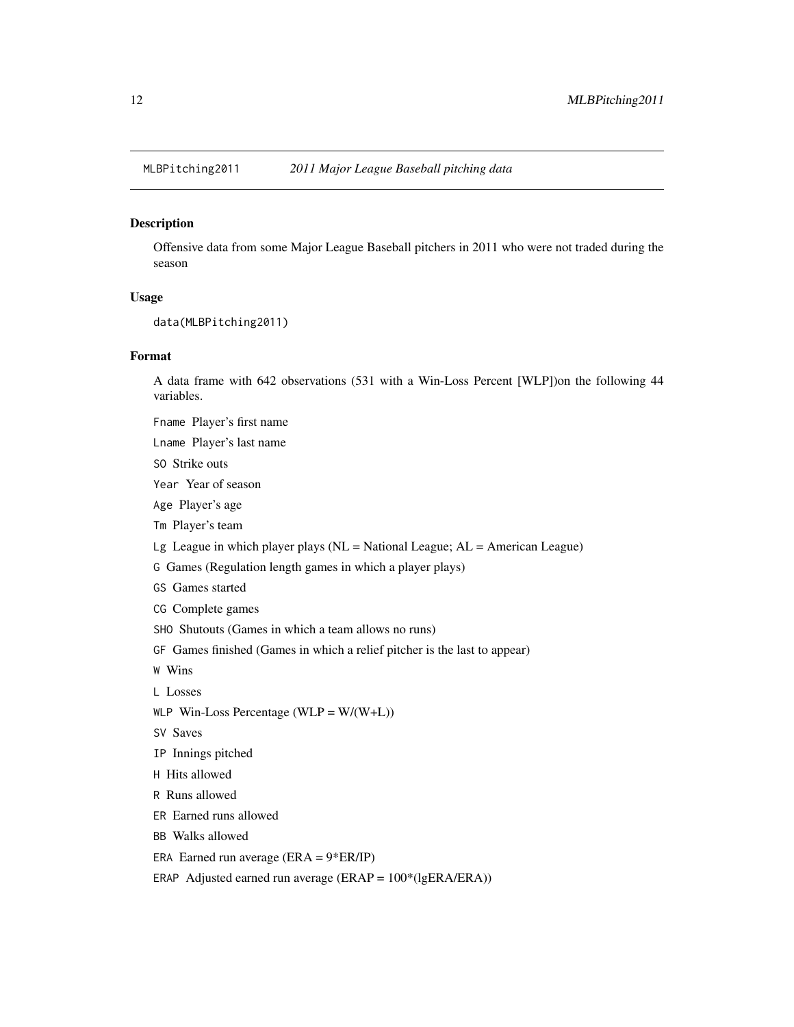## MLBPitching2011 — *2011 Major League Baseball pitching data*

### Description

Offensive data from some Major League Baseball pitchers in 2011 who were not traded during the season

### Usage

```
data(MLBPitching2011)
```

### Format

A data frame with 642 observations (531 with a Win-Loss Percent [WLP])on the following 44 variables.

`Fname` Player's first name

`Lname` Player's last name

`SO` Strike outs

`Year` Year of season

`Age` Player's age

`Tm` Player's team

`Lg` League in which player plays (NL = National League; AL = American League)

`G` Games (Regulation length games in which a player plays)

`GS` Games started

`CG` Complete games

`SHO` Shutouts (Games in which a team allows no runs)

`GF` Games finished (Games in which a relief pitcher is the last to appear)

`W` Wins

`L` Losses

`WLP` Win-Loss Percentage (WLP = W/(W+L))

`SV` Saves

`IP` Innings pitched

`H` Hits allowed

`R` Runs allowed

`ER` Earned runs allowed

`BB` Walks allowed

`ERA` Earned run average (ERA = 9*ER/IP)

`ERAP` Adjusted earned run average (ERAP = 100*(lgERA/ERA))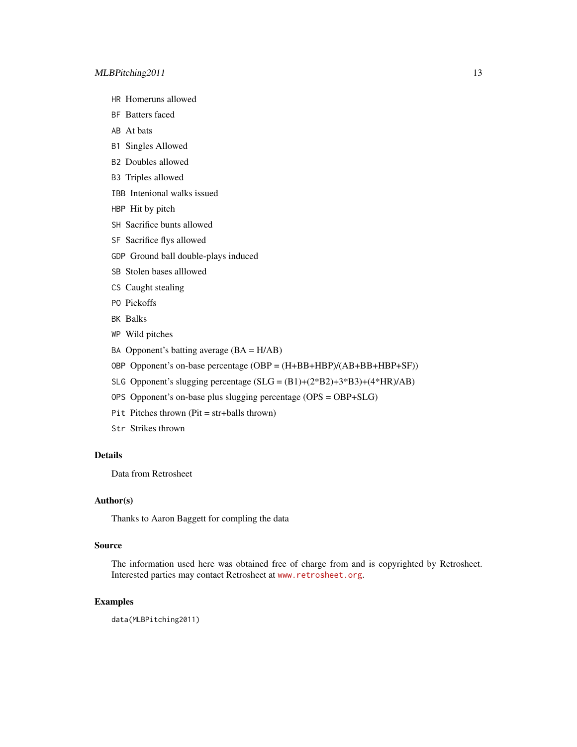HR Homeruns allowed

BF Batters faced

AB At bats

B1 Singles Allowed

B2 Doubles allowed

B3 Triples allowed

IBB Intenional walks issued

HBP Hit by pitch

SH Sacrifice bunts allowed

SF Sacrifice flys allowed

GDP Ground ball double-plays induced

SB Stolen bases alllowed

CS Caught stealing

PO Pickoffs

BK Balks

WP Wild pitches

BA Opponent's batting average (BA = H/AB)

OBP Opponent's on-base percentage (OBP = (H+BB+HBP)/(AB+BB+HBP+SF))

SLG Opponent's slugging percentage (SLG = (B1)+(2*B2)+3*B3)+(4*HR)/AB)

OPS Opponent's on-base plus slugging percentage (OPS = OBP+SLG)

Pit Pitches thrown (Pit = str+balls thrown)

Str Strikes thrown

## Details

Data from Retrosheet

## Author(s)

Thanks to Aaron Baggett for compling the data

## Source

The information used here was obtained free of charge from and is copyrighted by Retrosheet. Interested parties may contact Retrosheet at www.retrosheet.org.

## Examples

```
data(MLBPitching2011)
```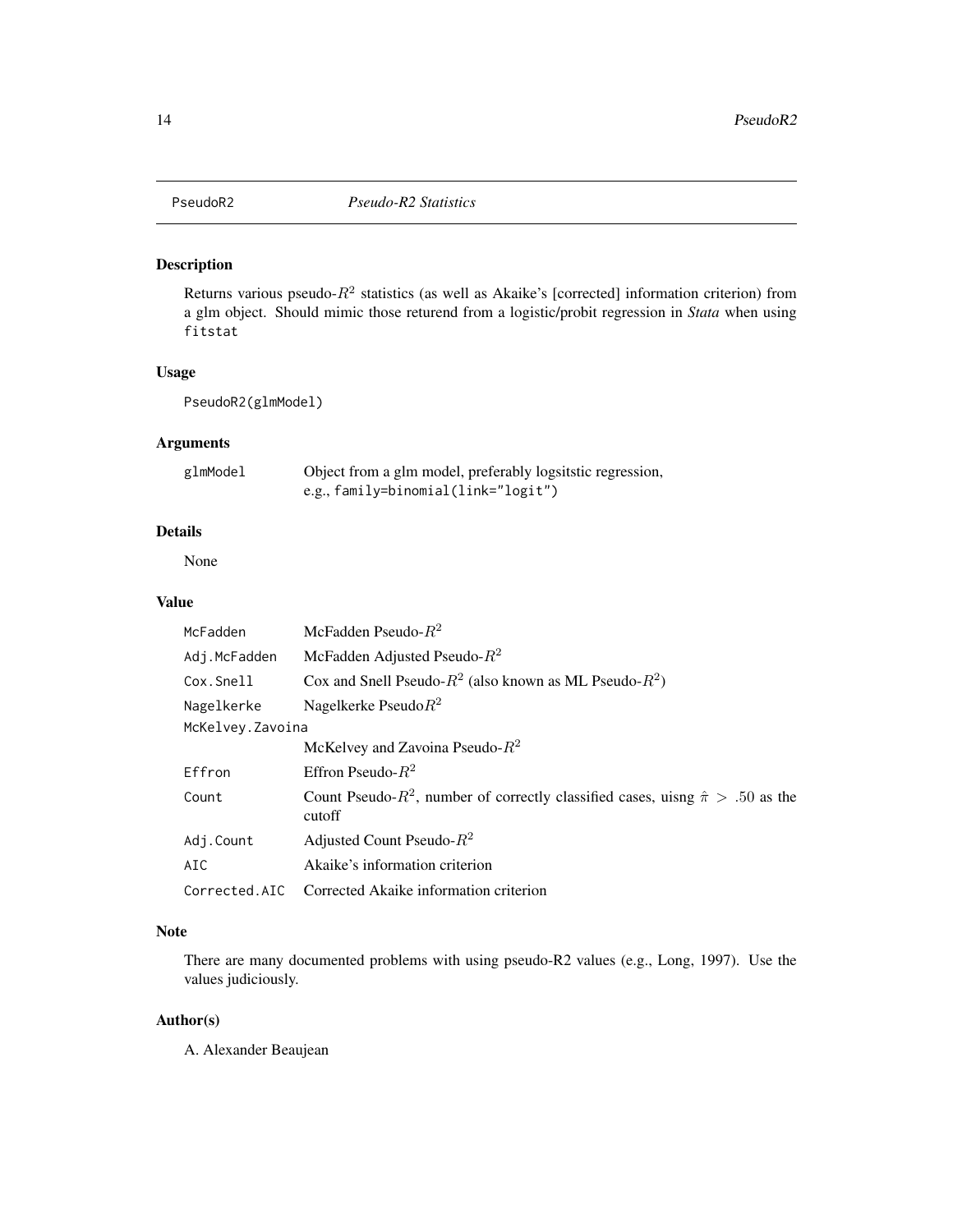PseudoR2 *Pseudo-R2 Statistics*

## Description

Returns various pseudo-$R^2$ statistics (as well as Akaike's [corrected] information criterion) from a glm object. Should mimic those returend from a logistic/probit regression in *Stata* when using `fitstat`

## Usage

```
PseudoR2(glmModel)
```

## Arguments

| | |
|---|---|
| `glmModel` | Object from a glm model, preferably logsitstic regression, e.g., `family=binomial(link="logit")` |

## Details

None

## Value

| | |
|---|---|
| `McFadden` | McFadden Pseudo-$R^2$ |
| `Adj.McFadden` | McFadden Adjusted Pseudo-$R^2$ |
| `Cox.Snell` | Cox and Snell Pseudo-$R^2$ (also known as ML Pseudo-$R^2$) |
| `Nagelkerke` | Nagelkerke Pseudo$R^2$ |
| `McKelvey.Zavoina` | McKelvey and Zavoina Pseudo-$R^2$ |
| `Effron` | Effron Pseudo-$R^2$ |
| `Count` | Count Pseudo-$R^2$, number of correctly classified cases, uisng $\hat{\pi} > .50$ as the cutoff |
| `Adj.Count` | Adjusted Count Pseudo-$R^2$ |
| `AIC` | Akaike's information criterion |
| `Corrected.AIC` | Corrected Akaike information criterion |

## Note

There are many documented problems with using pseudo-R2 values (e.g., Long, 1997). Use the values judiciously.

## Author(s)

A. Alexander Beaujean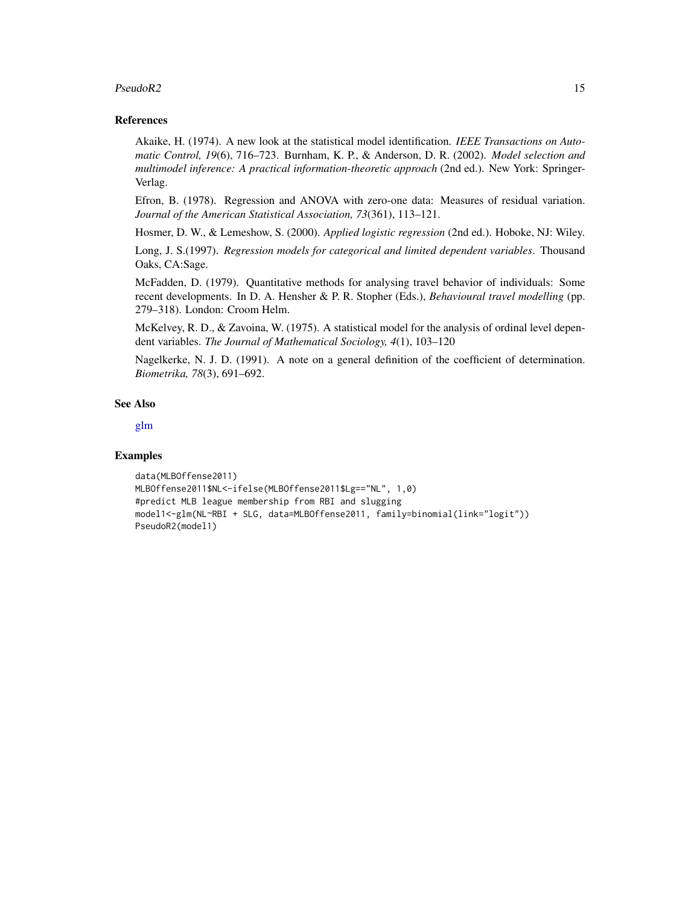### References

Akaike, H. (1974). A new look at the statistical model identification. *IEEE Transactions on Automatic Control, 19*(6), 716–723. Burnham, K. P., & Anderson, D. R. (2002). *Model selection and multimodel inference: A practical information-theoretic approach* (2nd ed.). New York: Springer-Verlag.

Efron, B. (1978). Regression and ANOVA with zero-one data: Measures of residual variation. *Journal of the American Statistical Association, 73*(361), 113–121.

Hosmer, D. W., & Lemeshow, S. (2000). *Applied logistic regression* (2nd ed.). Hoboke, NJ: Wiley.

Long, J. S.(1997). *Regression models for categorical and limited dependent variables*. Thousand Oaks, CA:Sage.

McFadden, D. (1979). Quantitative methods for analysing travel behavior of individuals: Some recent developments. In D. A. Hensher & P. R. Stopher (Eds.), *Behavioural travel modelling* (pp. 279–318). London: Croom Helm.

McKelvey, R. D., & Zavoina, W. (1975). A statistical model for the analysis of ordinal level dependent variables. *The Journal of Mathematical Sociology, 4*(1), 103–120

Nagelkerke, N. J. D. (1991). A note on a general definition of the coefficient of determination. *Biometrika, 78*(3), 691–692.

### See Also

glm

### Examples

```
data(MLBOffense2011)
MLBOffense2011$NL<-ifelse(MLBOffense2011$Lg=="NL", 1,0)
#predict MLB league membership from RBI and slugging
model1<-glm(NL~RBI + SLG, data=MLBOffense2011, family=binomial(link="logit"))
PseudoR2(model1)
```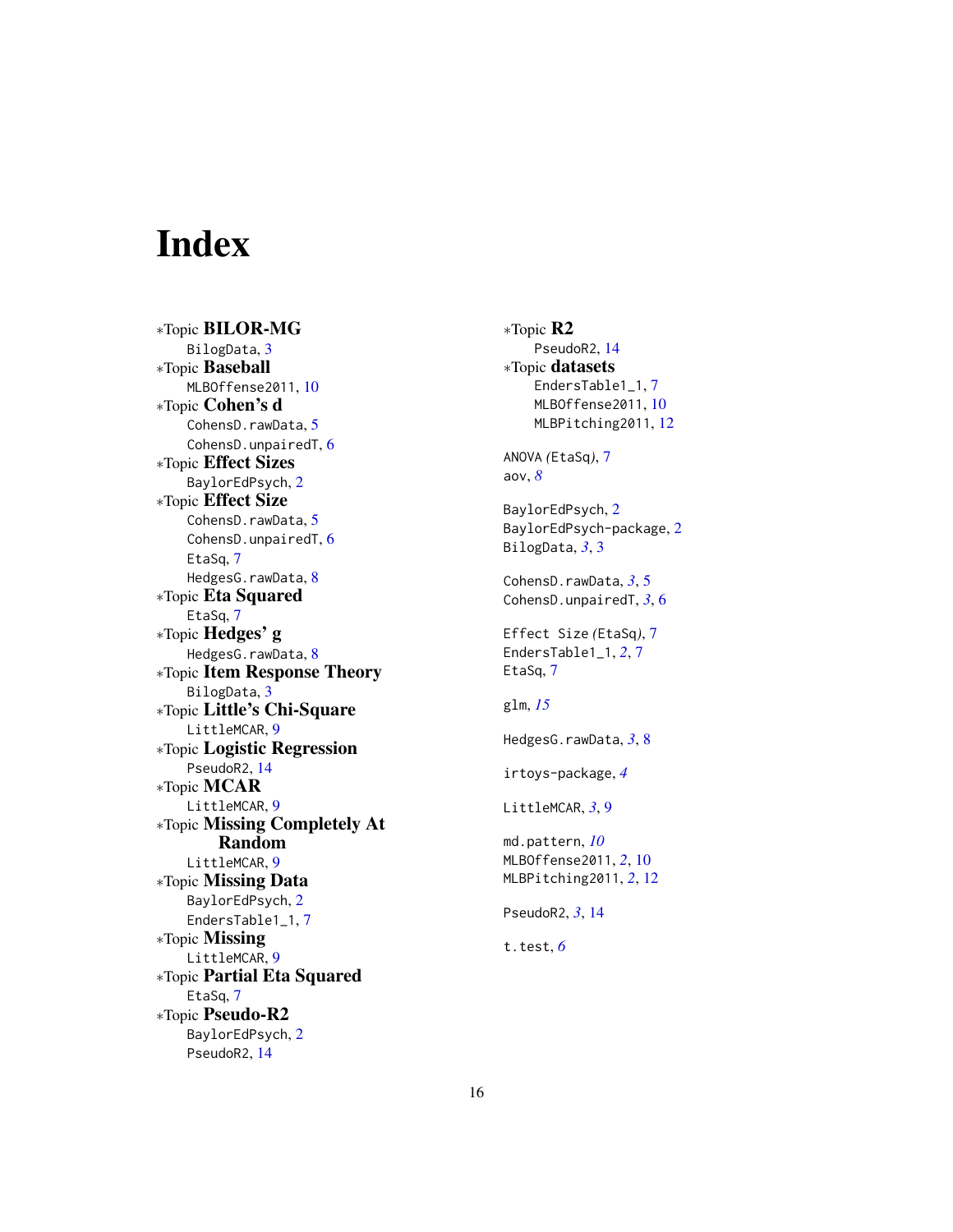# Index

∗Topic **BILOR-MG**
  BilogData, 3
∗Topic **Baseball**
  MLBOffense2011, 10
∗Topic **Cohen's d**
  CohensD.rawData, 5
  CohensD.unpairedT, 6
∗Topic **Effect Sizes**
  BaylorEdPsych, 2
∗Topic **Effect Size**
  CohensD.rawData, 5
  CohensD.unpairedT, 6
  EtaSq, 7
  HedgesG.rawData, 8
∗Topic **Eta Squared**
  EtaSq, 7
∗Topic **Hedges' g**
  HedgesG.rawData, 8
∗Topic **Item Response Theory**
  BilogData, 3
∗Topic **Little's Chi-Square**
  LittleMCAR, 9
∗Topic **Logistic Regression**
  PseudoR2, 14
∗Topic **MCAR**
  LittleMCAR, 9
∗Topic **Missing Completely At Random**
  LittleMCAR, 9
∗Topic **Missing Data**
  BaylorEdPsych, 2
  EndersTable1_1, 7
∗Topic **Missing**
  LittleMCAR, 9
∗Topic **Partial Eta Squared**
  EtaSq, 7
∗Topic **Pseudo-R2**
  BaylorEdPsych, 2
  PseudoR2, 14
∗Topic **R2**
  PseudoR2, 14
∗Topic **datasets**
  EndersTable1_1, 7
  MLBOffense2011, 10
  MLBPitching2011, 12

ANOVA *(*EtaSq*)*, 7
aov, *8*

BaylorEdPsych, 2
BaylorEdPsych-package, 2
BilogData, *3*, 3

CohensD.rawData, *3*, 5
CohensD.unpairedT, *3*, 6

Effect Size *(*EtaSq*)*, 7
EndersTable1_1, *2*, 7
EtaSq, 7

glm, *15*

HedgesG.rawData, *3*, 8

irtoys-package, *4*

LittleMCAR, *3*, 9

md.pattern, *10*
MLBOffense2011, *2*, 10
MLBPitching2011, *2*, 12

PseudoR2, *3*, 14

t.test, *6*